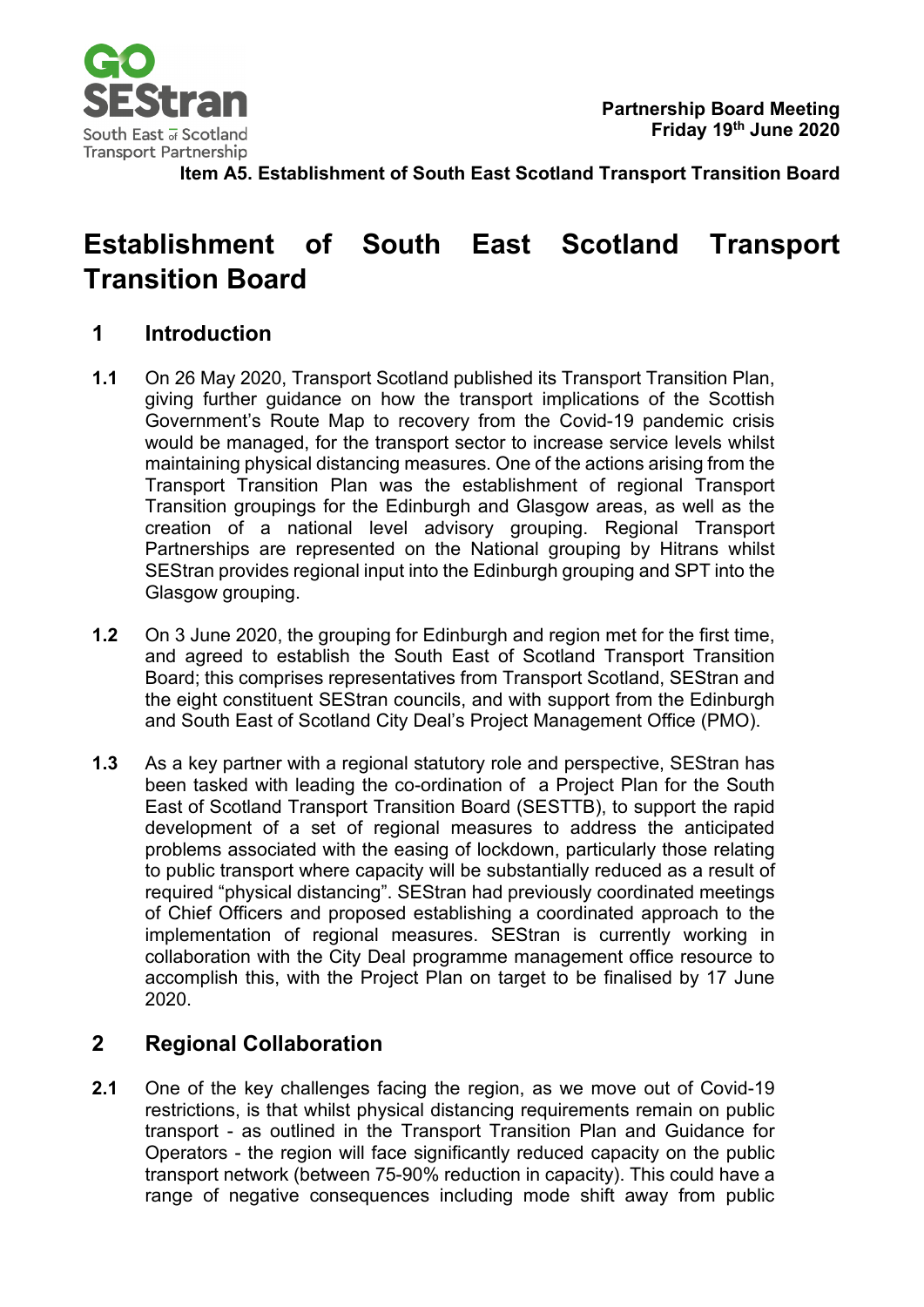Partnership Board Meeting
Friday 19th June 2020

Item A5. Establishment of South East Scotland Transport Transition Board

# Establishment of South East Scotland Transport Transition Board

## 1 Introduction

**1.1** On 26 May 2020, Transport Scotland published its Transport Transition Plan, giving further guidance on how the transport implications of the Scottish Government's Route Map to recovery from the Covid-19 pandemic crisis would be managed, for the transport sector to increase service levels whilst maintaining physical distancing measures. One of the actions arising from the Transport Transition Plan was the establishment of regional Transport Transition groupings for the Edinburgh and Glasgow areas, as well as the creation of a national level advisory grouping. Regional Transport Partnerships are represented on the National grouping by Hitrans whilst SEStran provides regional input into the Edinburgh grouping and SPT into the Glasgow grouping.

**1.2** On 3 June 2020, the grouping for Edinburgh and region met for the first time, and agreed to establish the South East of Scotland Transport Transition Board; this comprises representatives from Transport Scotland, SEStran and the eight constituent SEStran councils, and with support from the Edinburgh and South East of Scotland City Deal's Project Management Office (PMO).

**1.3** As a key partner with a regional statutory role and perspective, SEStran has been tasked with leading the co-ordination of a Project Plan for the South East of Scotland Transport Transition Board (SESTTB), to support the rapid development of a set of regional measures to address the anticipated problems associated with the easing of lockdown, particularly those relating to public transport where capacity will be substantially reduced as a result of required "physical distancing". SEStran had previously coordinated meetings of Chief Officers and proposed establishing a coordinated approach to the implementation of regional measures. SEStran is currently working in collaboration with the City Deal programme management office resource to accomplish this, with the Project Plan on target to be finalised by 17 June 2020.

## 2 Regional Collaboration

**2.1** One of the key challenges facing the region, as we move out of Covid-19 restrictions, is that whilst physical distancing requirements remain on public transport - as outlined in the Transport Transition Plan and Guidance for Operators - the region will face significantly reduced capacity on the public transport network (between 75-90% reduction in capacity). This could have a range of negative consequences including mode shift away from public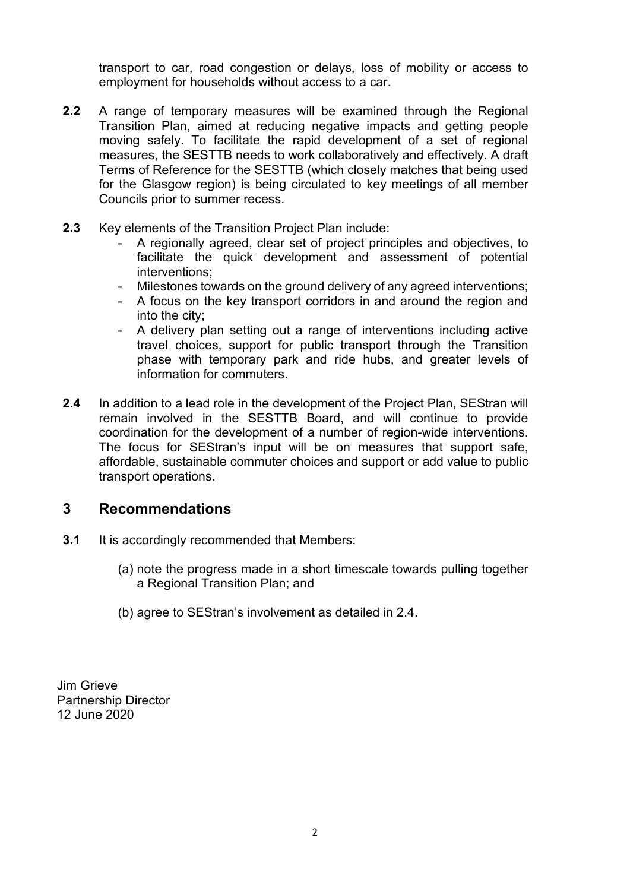transport to car, road congestion or delays, loss of mobility or access to employment for households without access to a car.

**2.2** A range of temporary measures will be examined through the Regional Transition Plan, aimed at reducing negative impacts and getting people moving safely. To facilitate the rapid development of a set of regional measures, the SESTTB needs to work collaboratively and effectively. A draft Terms of Reference for the SESTTB (which closely matches that being used for the Glasgow region) is being circulated to key meetings of all member Councils prior to summer recess.

**2.3** Key elements of the Transition Project Plan include:

- A regionally agreed, clear set of project principles and objectives, to facilitate the quick development and assessment of potential interventions;
- Milestones towards on the ground delivery of any agreed interventions;
- A focus on the key transport corridors in and around the region and into the city;
- A delivery plan setting out a range of interventions including active travel choices, support for public transport through the Transition phase with temporary park and ride hubs, and greater levels of information for commuters.

**2.4** In addition to a lead role in the development of the Project Plan, SEStran will remain involved in the SESTTB Board, and will continue to provide coordination for the development of a number of region-wide interventions. The focus for SEStran's input will be on measures that support safe, affordable, sustainable commuter choices and support or add value to public transport operations.

## 3 Recommendations

**3.1** It is accordingly recommended that Members:

(a) note the progress made in a short timescale towards pulling together a Regional Transition Plan; and

(b) agree to SEStran's involvement as detailed in 2.4.

Jim Grieve
Partnership Director
12 June 2020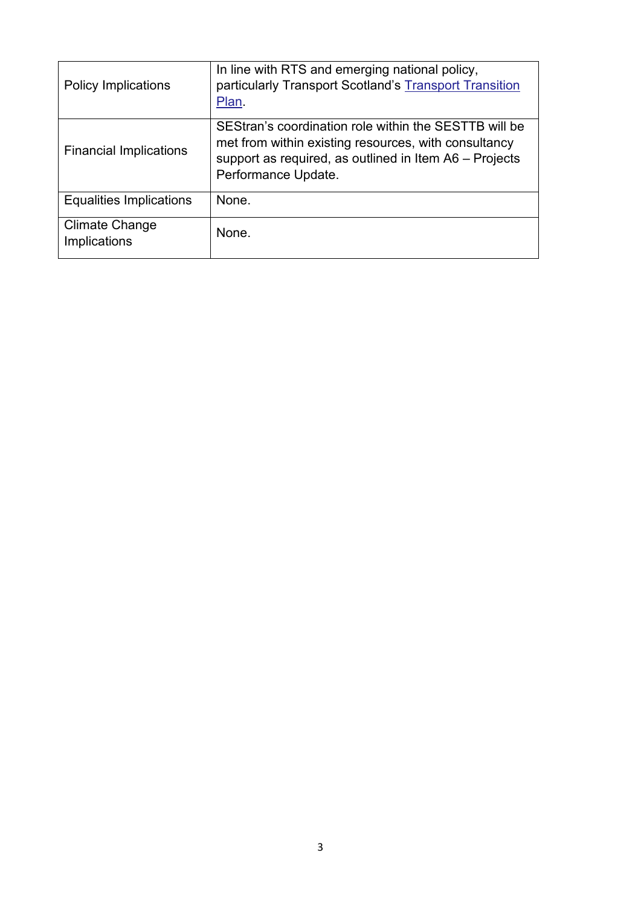| | |
|---|---|
| Policy Implications | In line with RTS and emerging national policy, particularly Transport Scotland's Transport Transition Plan. |
| Financial Implications | SEStran's coordination role within the SESTTB will be met from within existing resources, with consultancy support as required, as outlined in Item A6 – Projects Performance Update. |
| Equalities Implications | None. |
| Climate Change Implications | None. |